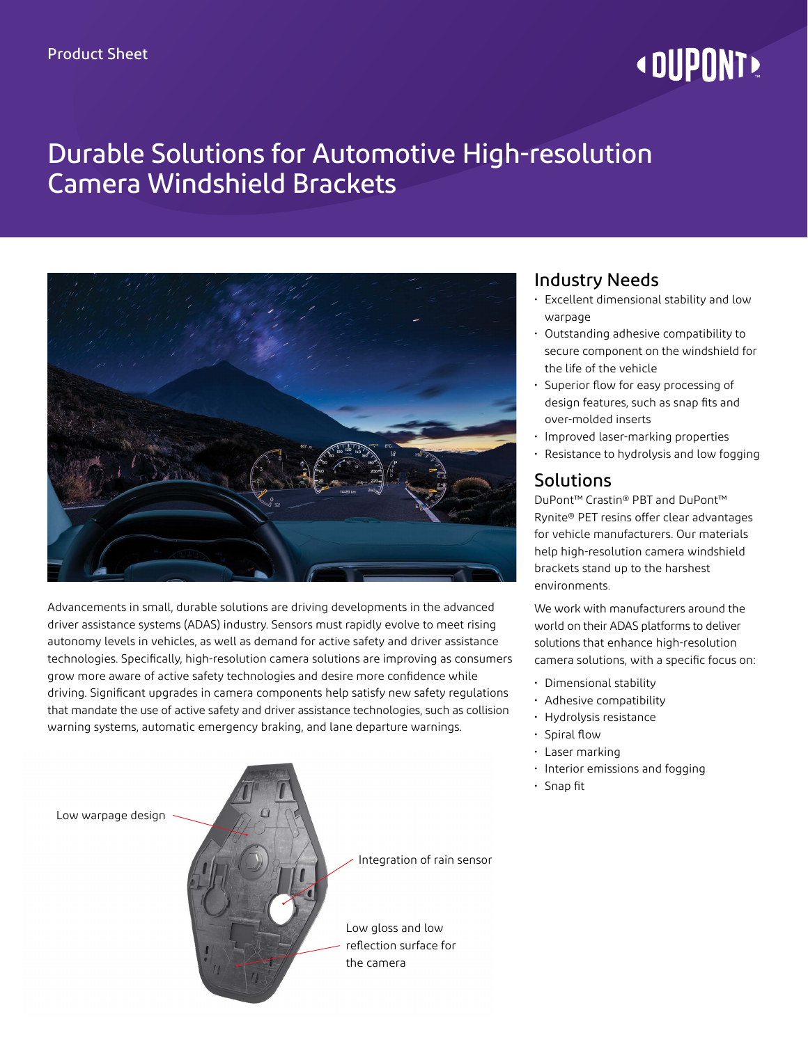Product Sheet

# Durable Solutions for Automotive High-resolution Camera Windshield Brackets

Advancements in small, durable solutions are driving developments in the advanced driver assistance systems (ADAS) industry. Sensors must rapidly evolve to meet rising autonomy levels in vehicles, as well as demand for active safety and driver assistance technologies. Specifically, high-resolution camera solutions are improving as consumers grow more aware of active safety technologies and desire more confidence while driving. Significant upgrades in camera components help satisfy new safety regulations that mandate the use of active safety and driver assistance technologies, such as collision warning systems, automatic emergency braking, and lane departure warnings.

Low warpage design

Integration of rain sensor

Low gloss and low reflection surface for the camera

## Industry Needs

- Excellent dimensional stability and low warpage
- Outstanding adhesive compatibility to secure component on the windshield for the life of the vehicle
- Superior flow for easy processing of design features, such as snap fits and over-molded inserts
- Improved laser-marking properties
- Resistance to hydrolysis and low fogging

## Solutions

DuPont™ Crastin® PBT and DuPont™ Rynite® PET resins offer clear advantages for vehicle manufacturers. Our materials help high-resolution camera windshield brackets stand up to the harshest environments.

We work with manufacturers around the world on their ADAS platforms to deliver solutions that enhance high-resolution camera solutions, with a specific focus on:

- Dimensional stability
- Adhesive compatibility
- Hydrolysis resistance
- Spiral flow
- Laser marking
- Interior emissions and fogging
- Snap fit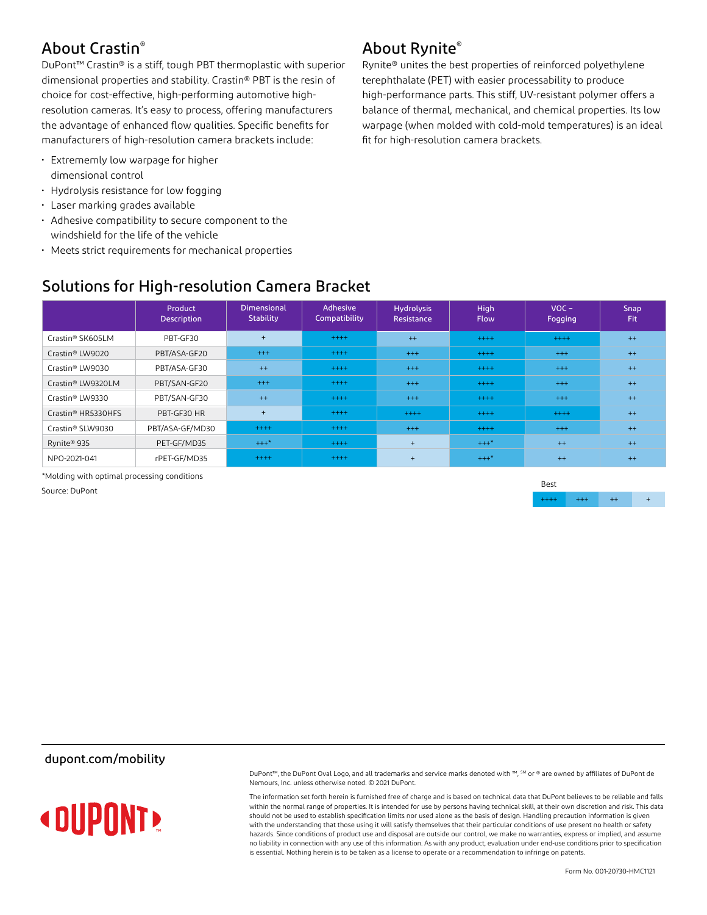## About Crastin®

DuPont™ Crastin® is a stiff, tough PBT thermoplastic with superior dimensional properties and stability. Crastin® PBT is the resin of choice for cost-effective, high-performing automotive high-resolution cameras. It's easy to process, offering manufacturers the advantage of enhanced flow qualities. Specific benefits for manufacturers of high-resolution camera brackets include:

- Extremmely low warpage for higher dimensional control
- Hydrolysis resistance for low fogging
- Laser marking grades available
- Adhesive compatibility to secure component to the windshield for the life of the vehicle
- Meets strict requirements for mechanical properties

## About Rynite®

Rynite® unites the best properties of reinforced polyethylene terephthalate (PET) with easier processability to produce high-performance parts. This stiff, UV-resistant polymer offers a balance of thermal, mechanical, and chemical properties. Its low warpage (when molded with cold-mold temperatures) is an ideal fit for high-resolution camera brackets.

## Solutions for High-resolution Camera Bracket

| | Product Description | Dimensional Stability | Adhesive Compatibility | Hydrolysis Resistance | High Flow | VOC – Fogging | Snap Fit |
|---|---|---|---|---|---|---|---|
| Crastin® SK605LM | PBT-GF30 | + | ++++ | ++ | ++++ | ++++ | ++ |
| Crastin® LW9020 | PBT/ASA-GF20 | +++ | ++++ | +++ | ++++ | +++ | ++ |
| Crastin® LW9030 | PBT/ASA-GF30 | ++ | ++++ | +++ | ++++ | +++ | ++ |
| Crastin® LW9320LM | PBT/SAN-GF20 | +++ | ++++ | +++ | ++++ | +++ | ++ |
| Crastin® LW9330 | PBT/SAN-GF30 | ++ | ++++ | +++ | ++++ | +++ | ++ |
| Crastin® HR5330HFS | PBT-GF30 HR | + | ++++ | ++++ | ++++ | ++++ | ++ |
| Crastin® SLW9030 | PBT/ASA-GF/MD30 | ++++ | ++++ | +++ | ++++ | +++ | ++ |
| Rynite® 935 | PET-GF/MD35 | +++* | ++++ | + | +++* | ++ | ++ |
| NPO-2021-041 | rPET-GF/MD35 | ++++ | ++++ | + | +++* | ++ | ++ |

*Molding with optimal processing conditions

Source: DuPont

Best

++++ +++ ++ +

dupont.com/mobility

DuPont™, the DuPont Oval Logo, and all trademarks and service marks denoted with ™, SM or ® are owned by affiliates of DuPont de Nemours, Inc. unless otherwise noted. © 2021 DuPont.

The information set forth herein is furnished free of charge and is based on technical data that DuPont believes to be reliable and falls within the normal range of properties. It is intended for use by persons having technical skill, at their own discretion and risk. This data should not be used to establish specification limits nor used alone as the basis of design. Handling precaution information is given with the understanding that those using it will satisfy themselves that their particular conditions of use present no health or safety hazards. Since conditions of product use and disposal are outside our control, we make no warranties, express or implied, and assume no liability in connection with any use of this information. As with any product, evaluation under end-use conditions prior to specification is essential. Nothing herein is to be taken as a license to operate or a recommendation to infringe on patents.

Form No. 001-20730-HMC1121